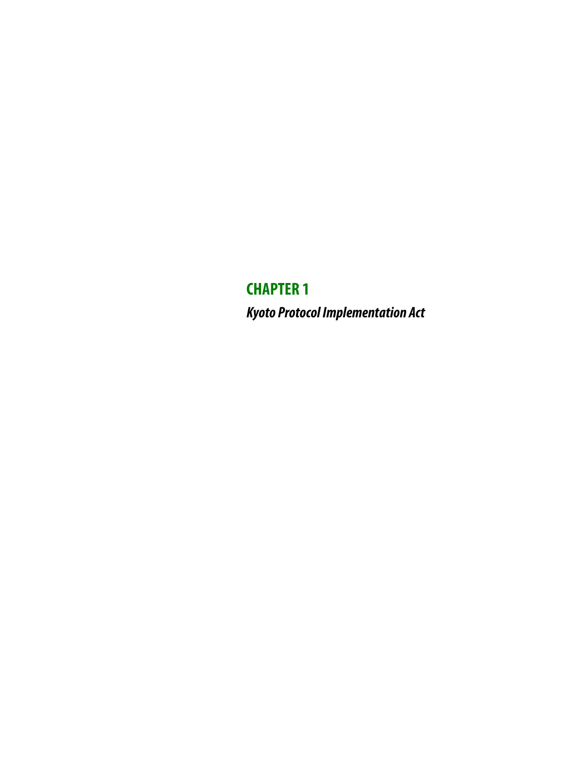# CHAPTER 1

## *Kyoto Protocol Implementation Act*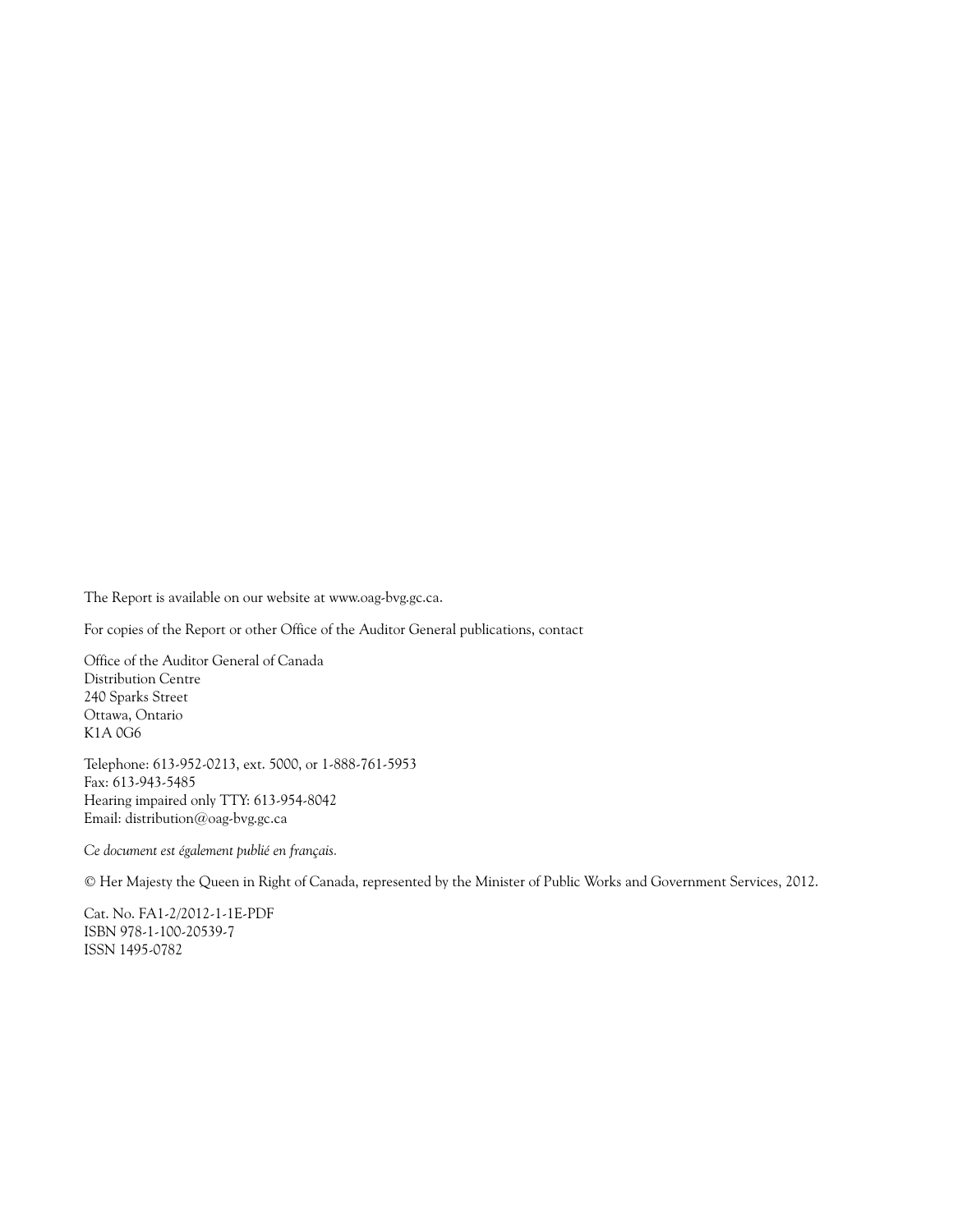The Report is available on our website at www.oag-bvg.gc.ca.

For copies of the Report or other Office of the Auditor General publications, contact

Office of the Auditor General of Canada
Distribution Centre
240 Sparks Street
Ottawa, Ontario
K1A 0G6

Telephone: 613-952-0213, ext. 5000, or 1-888-761-5953
Fax: 613-943-5485
Hearing impaired only TTY: 613-954-8042
Email: distribution@oag-bvg.gc.ca

*Ce document est également publié en français.*

© Her Majesty the Queen in Right of Canada, represented by the Minister of Public Works and Government Services, 2012.

Cat. No. FA1-2/2012-1-1E-PDF
ISBN 978-1-100-20539-7
ISSN 1495-0782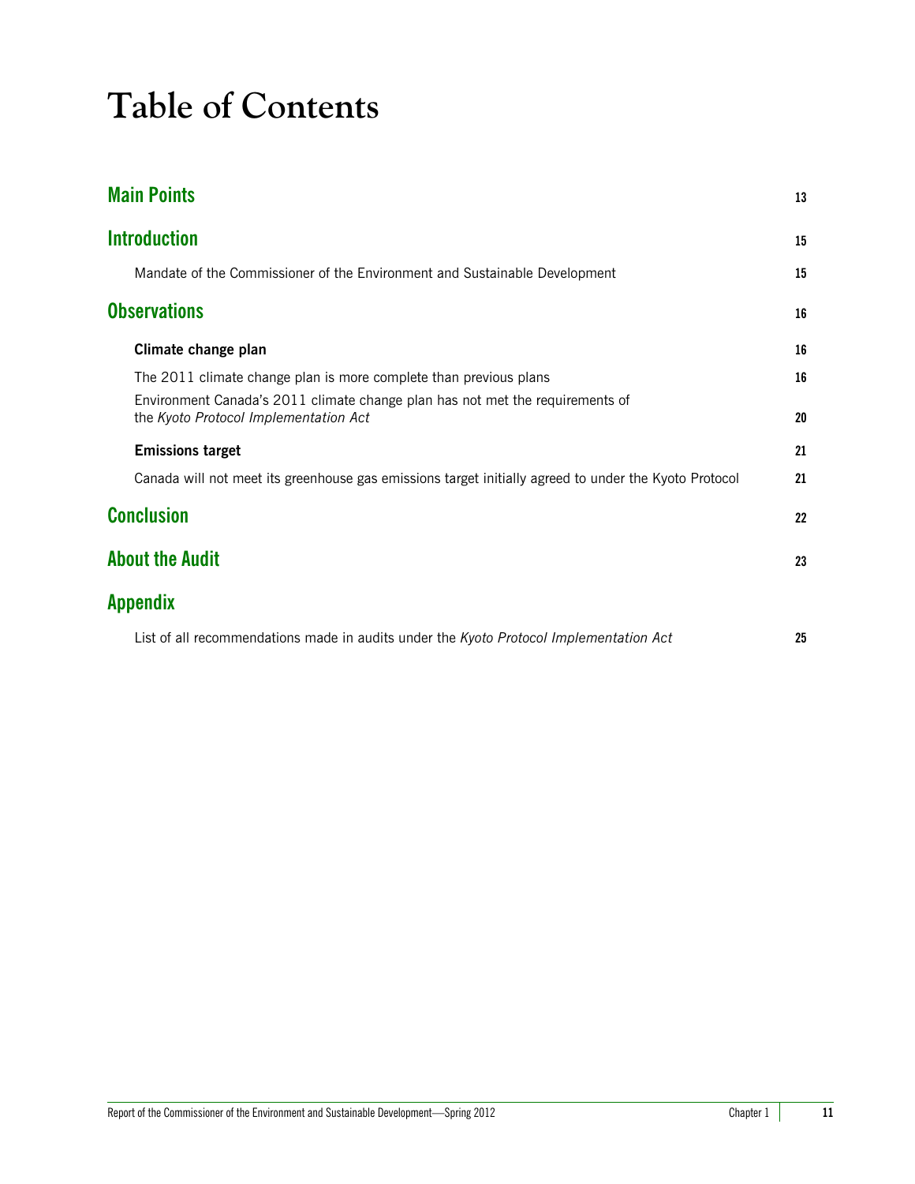# Table of Contents

| | |
|---|---|
| **Main Points** | 13 |
| **Introduction** | 15 |
| Mandate of the Commissioner of the Environment and Sustainable Development | 15 |
| **Observations** | 16 |
| **Climate change plan** | 16 |
| The 2011 climate change plan is more complete than previous plans | 16 |
| Environment Canada's 2011 climate change plan has not met the requirements of the *Kyoto Protocol Implementation Act* | 20 |
| **Emissions target** | 21 |
| Canada will not meet its greenhouse gas emissions target initially agreed to under the Kyoto Protocol | 21 |
| **Conclusion** | 22 |
| **About the Audit** | 23 |
| **Appendix** | |
| List of all recommendations made in audits under the *Kyoto Protocol Implementation Act* | 25 |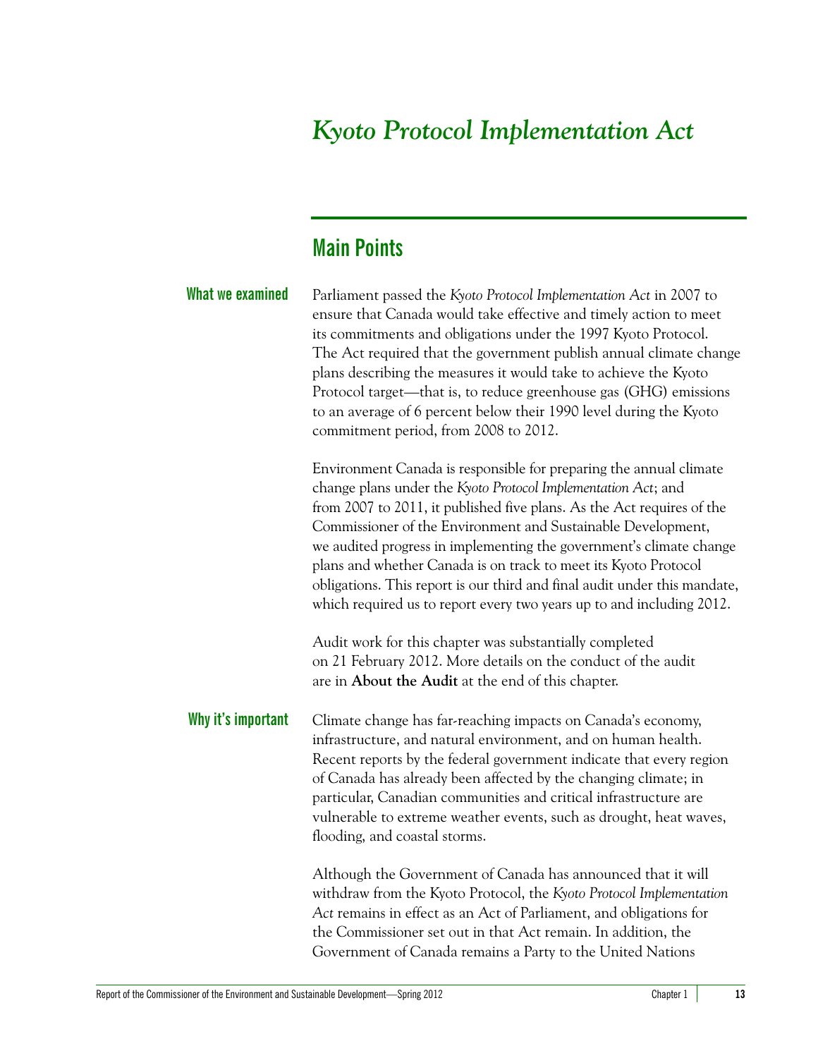# *Kyoto Protocol Implementation Act*

## Main Points

### What we examined

Parliament passed the *Kyoto Protocol Implementation Act* in 2007 to ensure that Canada would take effective and timely action to meet its commitments and obligations under the 1997 Kyoto Protocol. The Act required that the government publish annual climate change plans describing the measures it would take to achieve the Kyoto Protocol target—that is, to reduce greenhouse gas (GHG) emissions to an average of 6 percent below their 1990 level during the Kyoto commitment period, from 2008 to 2012.

Environment Canada is responsible for preparing the annual climate change plans under the *Kyoto Protocol Implementation Act*; and from 2007 to 2011, it published five plans. As the Act requires of the Commissioner of the Environment and Sustainable Development, we audited progress in implementing the government's climate change plans and whether Canada is on track to meet its Kyoto Protocol obligations. This report is our third and final audit under this mandate, which required us to report every two years up to and including 2012.

Audit work for this chapter was substantially completed on 21 February 2012. More details on the conduct of the audit are in **About the Audit** at the end of this chapter.

### Why it's important

Climate change has far-reaching impacts on Canada's economy, infrastructure, and natural environment, and on human health. Recent reports by the federal government indicate that every region of Canada has already been affected by the changing climate; in particular, Canadian communities and critical infrastructure are vulnerable to extreme weather events, such as drought, heat waves, flooding, and coastal storms.

Although the Government of Canada has announced that it will withdraw from the Kyoto Protocol, the *Kyoto Protocol Implementation Act* remains in effect as an Act of Parliament, and obligations for the Commissioner set out in that Act remain. In addition, the Government of Canada remains a Party to the United Nations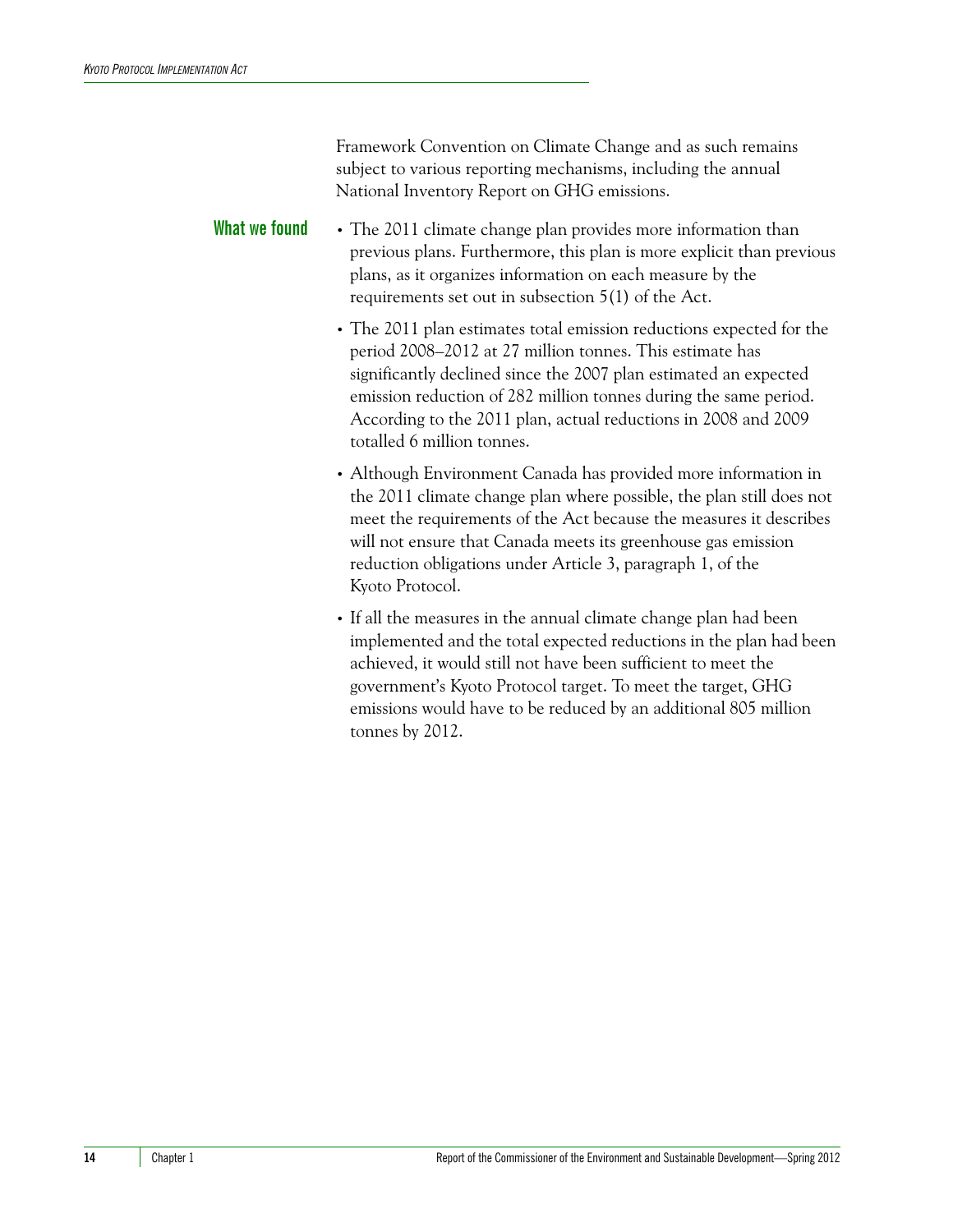Framework Convention on Climate Change and as such remains subject to various reporting mechanisms, including the annual National Inventory Report on GHG emissions.

## What we found

- The 2011 climate change plan provides more information than previous plans. Furthermore, this plan is more explicit than previous plans, as it organizes information on each measure by the requirements set out in subsection 5(1) of the Act.
- The 2011 plan estimates total emission reductions expected for the period 2008–2012 at 27 million tonnes. This estimate has significantly declined since the 2007 plan estimated an expected emission reduction of 282 million tonnes during the same period. According to the 2011 plan, actual reductions in 2008 and 2009 totalled 6 million tonnes.
- Although Environment Canada has provided more information in the 2011 climate change plan where possible, the plan still does not meet the requirements of the Act because the measures it describes will not ensure that Canada meets its greenhouse gas emission reduction obligations under Article 3, paragraph 1, of the Kyoto Protocol.
- If all the measures in the annual climate change plan had been implemented and the total expected reductions in the plan had been achieved, it would still not have been sufficient to meet the government's Kyoto Protocol target. To meet the target, GHG emissions would have to be reduced by an additional 805 million tonnes by 2012.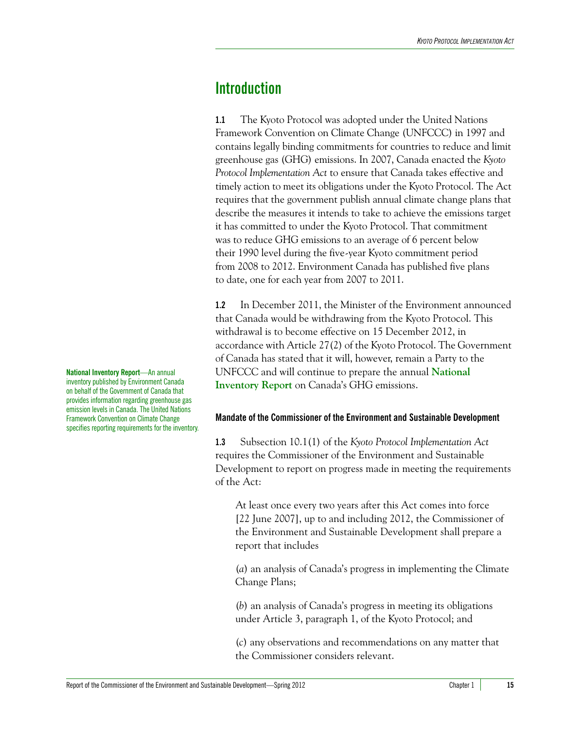## Introduction

**1.1** The Kyoto Protocol was adopted under the United Nations Framework Convention on Climate Change (UNFCCC) in 1997 and contains legally binding commitments for countries to reduce and limit greenhouse gas (GHG) emissions. In 2007, Canada enacted the *Kyoto Protocol Implementation Act* to ensure that Canada takes effective and timely action to meet its obligations under the Kyoto Protocol. The Act requires that the government publish annual climate change plans that describe the measures it intends to take to achieve the emissions target it has committed to under the Kyoto Protocol. That commitment was to reduce GHG emissions to an average of 6 percent below their 1990 level during the five-year Kyoto commitment period from 2008 to 2012. Environment Canada has published five plans to date, one for each year from 2007 to 2011.

**1.2** In December 2011, the Minister of the Environment announced that Canada would be withdrawing from the Kyoto Protocol. This withdrawal is to become effective on 15 December 2012, in accordance with Article 27(2) of the Kyoto Protocol. The Government of Canada has stated that it will, however, remain a Party to the UNFCCC and will continue to prepare the annual **National Inventory Report** on Canada's GHG emissions.

**National Inventory Report**—An annual inventory published by Environment Canada on behalf of the Government of Canada that provides information regarding greenhouse gas emission levels in Canada. The United Nations Framework Convention on Climate Change specifies reporting requirements for the inventory.

#### Mandate of the Commissioner of the Environment and Sustainable Development

**1.3** Subsection 10.1(1) of the *Kyoto Protocol Implementation Act* requires the Commissioner of the Environment and Sustainable Development to report on progress made in meeting the requirements of the Act:

> At least once every two years after this Act comes into force [22 June 2007], up to and including 2012, the Commissioner of the Environment and Sustainable Development shall prepare a report that includes
>
> (*a*) an analysis of Canada's progress in implementing the Climate Change Plans;
>
> (*b*) an analysis of Canada's progress in meeting its obligations under Article 3, paragraph 1, of the Kyoto Protocol; and
>
> (*c*) any observations and recommendations on any matter that the Commissioner considers relevant.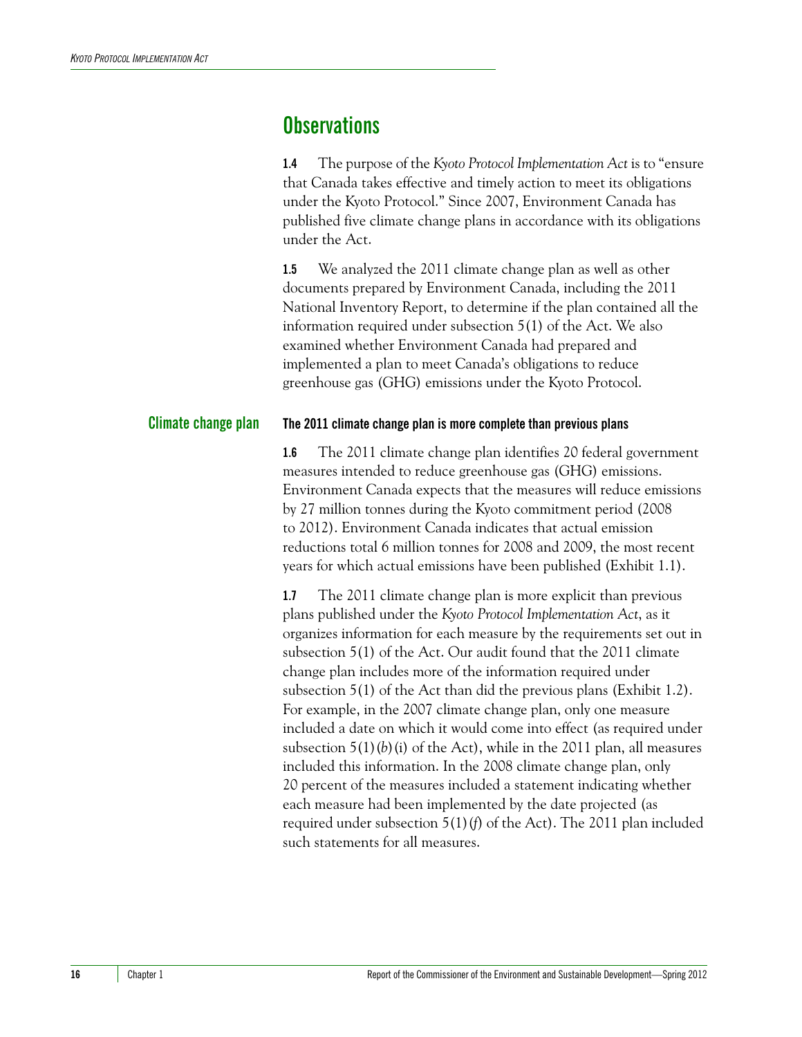## Observations

**1.4** The purpose of the *Kyoto Protocol Implementation Act* is to "ensure that Canada takes effective and timely action to meet its obligations under the Kyoto Protocol." Since 2007, Environment Canada has published five climate change plans in accordance with its obligations under the Act.

**1.5** We analyzed the 2011 climate change plan as well as other documents prepared by Environment Canada, including the 2011 National Inventory Report, to determine if the plan contained all the information required under subsection 5(1) of the Act. We also examined whether Environment Canada had prepared and implemented a plan to meet Canada's obligations to reduce greenhouse gas (GHG) emissions under the Kyoto Protocol.

### Climate change plan

#### The 2011 climate change plan is more complete than previous plans

**1.6** The 2011 climate change plan identifies 20 federal government measures intended to reduce greenhouse gas (GHG) emissions. Environment Canada expects that the measures will reduce emissions by 27 million tonnes during the Kyoto commitment period (2008 to 2012). Environment Canada indicates that actual emission reductions total 6 million tonnes for 2008 and 2009, the most recent years for which actual emissions have been published (Exhibit 1.1).

**1.7** The 2011 climate change plan is more explicit than previous plans published under the *Kyoto Protocol Implementation Act*, as it organizes information for each measure by the requirements set out in subsection 5(1) of the Act. Our audit found that the 2011 climate change plan includes more of the information required under subsection 5(1) of the Act than did the previous plans (Exhibit 1.2). For example, in the 2007 climate change plan, only one measure included a date on which it would come into effect (as required under subsection 5(1)(*b*)(i) of the Act), while in the 2011 plan, all measures included this information. In the 2008 climate change plan, only 20 percent of the measures included a statement indicating whether each measure had been implemented by the date projected (as required under subsection 5(1)(*f*) of the Act). The 2011 plan included such statements for all measures.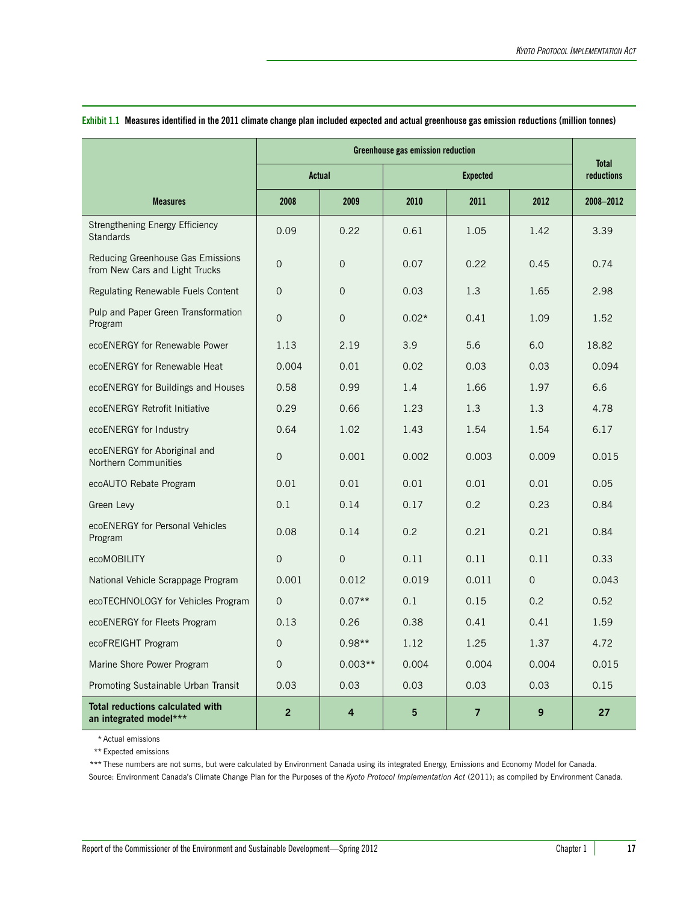**Exhibit 1.1 Measures identified in the 2011 climate change plan included expected and actual greenhouse gas emission reductions (million tonnes)**

| | Greenhouse gas emission reduction | | | | | Total reductions |
|---|---|---|---|---|---|---|
| | Actual | | Expected | | | |
| **Measures** | **2008** | **2009** | **2010** | **2011** | **2012** | **2008–2012** |
| Strengthening Energy Efficiency Standards | 0.09 | 0.22 | 0.61 | 1.05 | 1.42 | 3.39 |
| Reducing Greenhouse Gas Emissions from New Cars and Light Trucks | 0 | 0 | 0.07 | 0.22 | 0.45 | 0.74 |
| Regulating Renewable Fuels Content | 0 | 0 | 0.03 | 1.3 | 1.65 | 2.98 |
| Pulp and Paper Green Transformation Program | 0 | 0 | 0.02* | 0.41 | 1.09 | 1.52 |
| ecoENERGY for Renewable Power | 1.13 | 2.19 | 3.9 | 5.6 | 6.0 | 18.82 |
| ecoENERGY for Renewable Heat | 0.004 | 0.01 | 0.02 | 0.03 | 0.03 | 0.094 |
| ecoENERGY for Buildings and Houses | 0.58 | 0.99 | 1.4 | 1.66 | 1.97 | 6.6 |
| ecoENERGY Retrofit Initiative | 0.29 | 0.66 | 1.23 | 1.3 | 1.3 | 4.78 |
| ecoENERGY for Industry | 0.64 | 1.02 | 1.43 | 1.54 | 1.54 | 6.17 |
| ecoENERGY for Aboriginal and Northern Communities | 0 | 0.001 | 0.002 | 0.003 | 0.009 | 0.015 |
| ecoAUTO Rebate Program | 0.01 | 0.01 | 0.01 | 0.01 | 0.01 | 0.05 |
| Green Levy | 0.1 | 0.14 | 0.17 | 0.2 | 0.23 | 0.84 |
| ecoENERGY for Personal Vehicles Program | 0.08 | 0.14 | 0.2 | 0.21 | 0.21 | 0.84 |
| ecoMOBILITY | 0 | 0 | 0.11 | 0.11 | 0.11 | 0.33 |
| National Vehicle Scrappage Program | 0.001 | 0.012 | 0.019 | 0.011 | 0 | 0.043 |
| ecoTECHNOLOGY for Vehicles Program | 0 | 0.07** | 0.1 | 0.15 | 0.2 | 0.52 |
| ecoENERGY for Fleets Program | 0.13 | 0.26 | 0.38 | 0.41 | 0.41 | 1.59 |
| ecoFREIGHT Program | 0 | 0.98** | 1.12 | 1.25 | 1.37 | 4.72 |
| Marine Shore Power Program | 0 | 0.003** | 0.004 | 0.004 | 0.004 | 0.015 |
| Promoting Sustainable Urban Transit | 0.03 | 0.03 | 0.03 | 0.03 | 0.03 | 0.15 |
| **Total reductions calculated with an integrated model*** ** | **2** | **4** | **5** | **7** | **9** | **27** |

* Actual emissions

** Expected emissions

*** These numbers are not sums, but were calculated by Environment Canada using its integrated Energy, Emissions and Economy Model for Canada.

Source: Environment Canada's Climate Change Plan for the Purposes of the *Kyoto Protocol Implementation Act* (2011); as compiled by Environment Canada.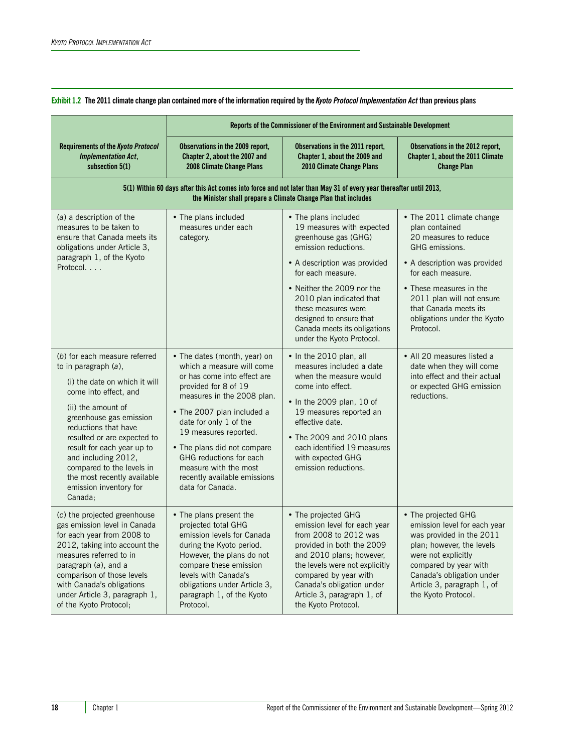**Exhibit 1.2 The 2011 climate change plan contained more of the information required by the *Kyoto Protocol Implementation Act* than previous plans**

| Requirements of the *Kyoto Protocol Implementation Act*, subsection 5(1) | Reports of the Commissioner of the Environment and Sustainable Development | | |
|---|---|---|---|
| | Observations in the 2009 report, Chapter 2, about the 2007 and 2008 Climate Change Plans | Observations in the 2011 report, Chapter 1, about the 2009 and 2010 Climate Change Plans | Observations in the 2012 report, Chapter 1, about the 2011 Climate Change Plan |
| **5(1) Within 60 days after this Act comes into force and not later than May 31 of every year thereafter until 2013, the Minister shall prepare a Climate Change Plan that includes** | | | |
| (*a*) a description of the measures to be taken to ensure that Canada meets its obligations under Article 3, paragraph 1, of the Kyoto Protocol. . . . | • The plans included measures under each category. | • The plans included 19 measures with expected greenhouse gas (GHG) emission reductions.<br>• A description was provided for each measure.<br>• Neither the 2009 nor the 2010 plan indicated that these measures were designed to ensure that Canada meets its obligations under the Kyoto Protocol. | • The 2011 climate change plan contained 20 measures to reduce GHG emissions.<br>• A description was provided for each measure.<br>• These measures in the 2011 plan will not ensure that Canada meets its obligations under the Kyoto Protocol. |
| (*b*) for each measure referred to in paragraph (*a*),<br>(i) the date on which it will come into effect, and<br>(ii) the amount of greenhouse gas emission reductions that have resulted or are expected to result for each year up to and including 2012, compared to the levels in the most recently available emission inventory for Canada; | • The dates (month, year) on which a measure will come or has come into effect are provided for 8 of 19 measures in the 2008 plan.<br>• The 2007 plan included a date for only 1 of the 19 measures reported.<br>• The plans did not compare GHG reductions for each measure with the most recently available emissions data for Canada. | • In the 2010 plan, all measures included a date when the measure would come into effect.<br>• In the 2009 plan, 10 of 19 measures reported an effective date.<br>• The 2009 and 2010 plans each identified 19 measures with expected GHG emission reductions. | • All 20 measures listed a date when they will come into effect and their actual or expected GHG emission reductions. |
| (*c*) the projected greenhouse gas emission level in Canada for each year from 2008 to 2012, taking into account the measures referred to in paragraph (*a*), and a comparison of those levels with Canada's obligations under Article 3, paragraph 1, of the Kyoto Protocol; | • The plans present the projected total GHG emission levels for Canada during the Kyoto period. However, the plans do not compare these emission levels with Canada's obligations under Article 3, paragraph 1, of the Kyoto Protocol. | • The projected GHG emission level for each year from 2008 to 2012 was provided in both the 2009 and 2010 plans; however, the levels were not explicitly compared by year with Canada's obligation under Article 3, paragraph 1, of the Kyoto Protocol. | • The projected GHG emission level for each year was provided in the 2011 plan; however, the levels were not explicitly compared by year with Canada's obligation under Article 3, paragraph 1, of the Kyoto Protocol. |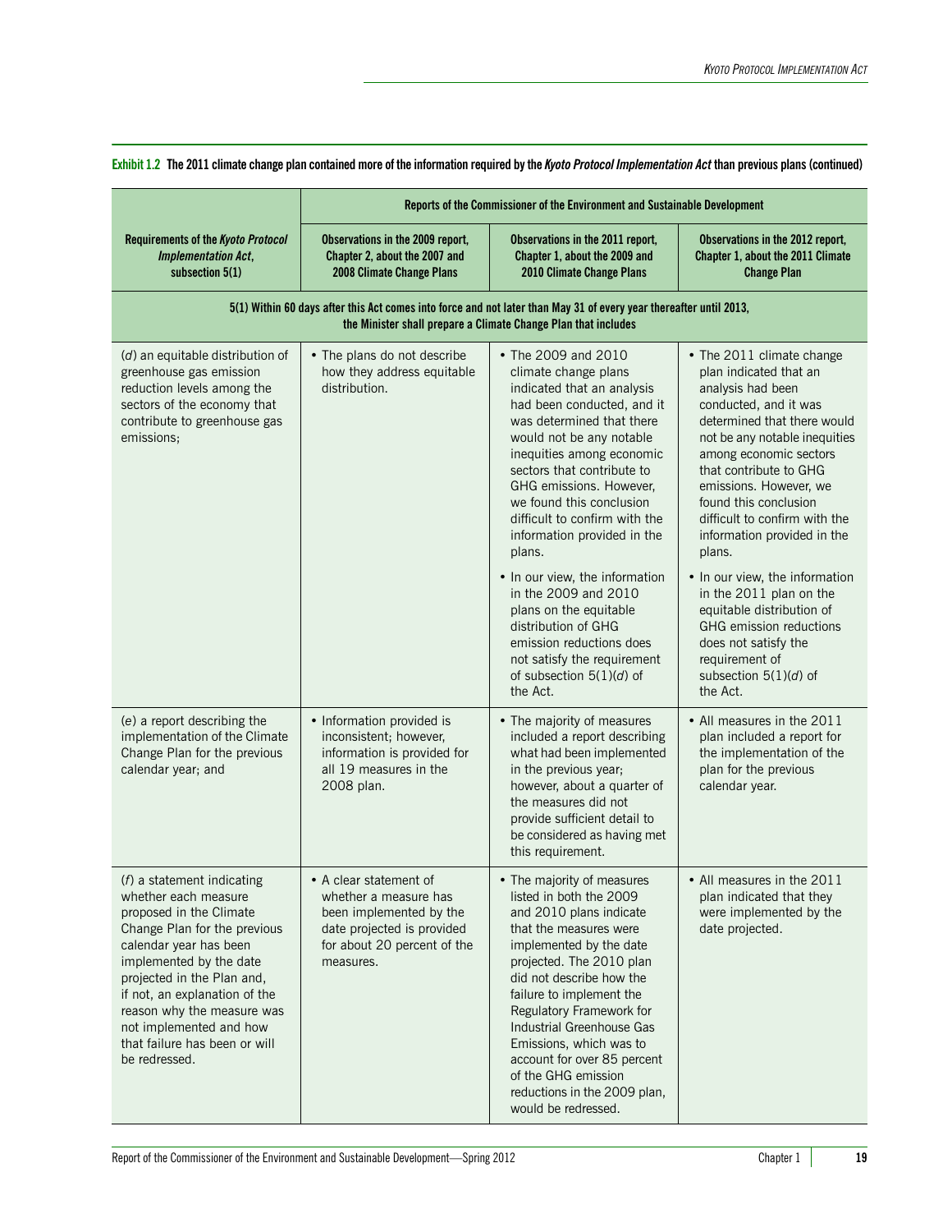**Exhibit 1.2 The 2011 climate change plan contained more of the information required by the *Kyoto Protocol Implementation Act* than previous plans (continued)**

| Requirements of the *Kyoto Protocol Implementation Act*, subsection 5(1) | Reports of the Commissioner of the Environment and Sustainable Development | | |
|---|---|---|---|
| | Observations in the 2009 report, Chapter 2, about the 2007 and 2008 Climate Change Plans | Observations in the 2011 report, Chapter 1, about the 2009 and 2010 Climate Change Plans | Observations in the 2012 report, Chapter 1, about the 2011 Climate Change Plan |
| **5(1) Within 60 days after this Act comes into force and not later than May 31 of every year thereafter until 2013, the Minister shall prepare a Climate Change Plan that includes** | | | |
| (*d*) an equitable distribution of greenhouse gas emission reduction levels among the sectors of the economy that contribute to greenhouse gas emissions; | • The plans do not describe how they address equitable distribution. | • The 2009 and 2010 climate change plans indicated that an analysis had been conducted, and it was determined that there would not be any notable inequities among economic sectors that contribute to GHG emissions. However, we found this conclusion difficult to confirm with the information provided in the plans.<br>• In our view, the information in the 2009 and 2010 plans on the equitable distribution of GHG emission reductions does not satisfy the requirement of subsection 5(1)(*d*) of the Act. | • The 2011 climate change plan indicated that an analysis had been conducted, and it was determined that there would not be any notable inequities among economic sectors that contribute to GHG emissions. However, we found this conclusion difficult to confirm with the information provided in the plans.<br>• In our view, the information in the 2011 plan on the equitable distribution of GHG emission reductions does not satisfy the requirement of subsection 5(1)(*d*) of the Act. |
| (*e*) a report describing the implementation of the Climate Change Plan for the previous calendar year; and | • Information provided is inconsistent; however, information is provided for all 19 measures in the 2008 plan. | • The majority of measures included a report describing what had been implemented in the previous year; however, about a quarter of the measures did not provide sufficient detail to be considered as having met this requirement. | • All measures in the 2011 plan included a report for the implementation of the plan for the previous calendar year. |
| (*f*) a statement indicating whether each measure proposed in the Climate Change Plan for the previous calendar year has been implemented by the date projected in the Plan and, if not, an explanation of the reason why the measure was not implemented and how that failure has been or will be redressed. | • A clear statement of whether a measure has been implemented by the date projected is provided for about 20 percent of the measures. | • The majority of measures listed in both the 2009 and 2010 plans indicate that the measures were implemented by the date projected. The 2010 plan did not describe how the failure to implement the Regulatory Framework for Industrial Greenhouse Gas Emissions, which was to account for over 85 percent of the GHG emission reductions in the 2009 plan, would be redressed. | • All measures in the 2011 plan indicated that they were implemented by the date projected. |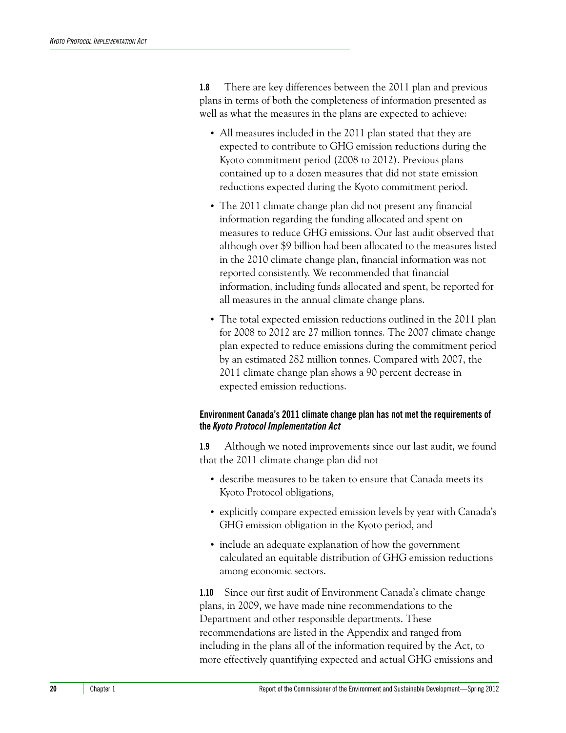**1.8** There are key differences between the 2011 plan and previous plans in terms of both the completeness of information presented as well as what the measures in the plans are expected to achieve:

- All measures included in the 2011 plan stated that they are expected to contribute to GHG emission reductions during the Kyoto commitment period (2008 to 2012). Previous plans contained up to a dozen measures that did not state emission reductions expected during the Kyoto commitment period.
- The 2011 climate change plan did not present any financial information regarding the funding allocated and spent on measures to reduce GHG emissions. Our last audit observed that although over $9 billion had been allocated to the measures listed in the 2010 climate change plan, financial information was not reported consistently. We recommended that financial information, including funds allocated and spent, be reported for all measures in the annual climate change plans.
- The total expected emission reductions outlined in the 2011 plan for 2008 to 2012 are 27 million tonnes. The 2007 climate change plan expected to reduce emissions during the commitment period by an estimated 282 million tonnes. Compared with 2007, the 2011 climate change plan shows a 90 percent decrease in expected emission reductions.

### Environment Canada's 2011 climate change plan has not met the requirements of the *Kyoto Protocol Implementation Act*

**1.9** Although we noted improvements since our last audit, we found that the 2011 climate change plan did not

- describe measures to be taken to ensure that Canada meets its Kyoto Protocol obligations,
- explicitly compare expected emission levels by year with Canada's GHG emission obligation in the Kyoto period, and
- include an adequate explanation of how the government calculated an equitable distribution of GHG emission reductions among economic sectors.

**1.10** Since our first audit of Environment Canada's climate change plans, in 2009, we have made nine recommendations to the Department and other responsible departments. These recommendations are listed in the Appendix and ranged from including in the plans all of the information required by the Act, to more effectively quantifying expected and actual GHG emissions and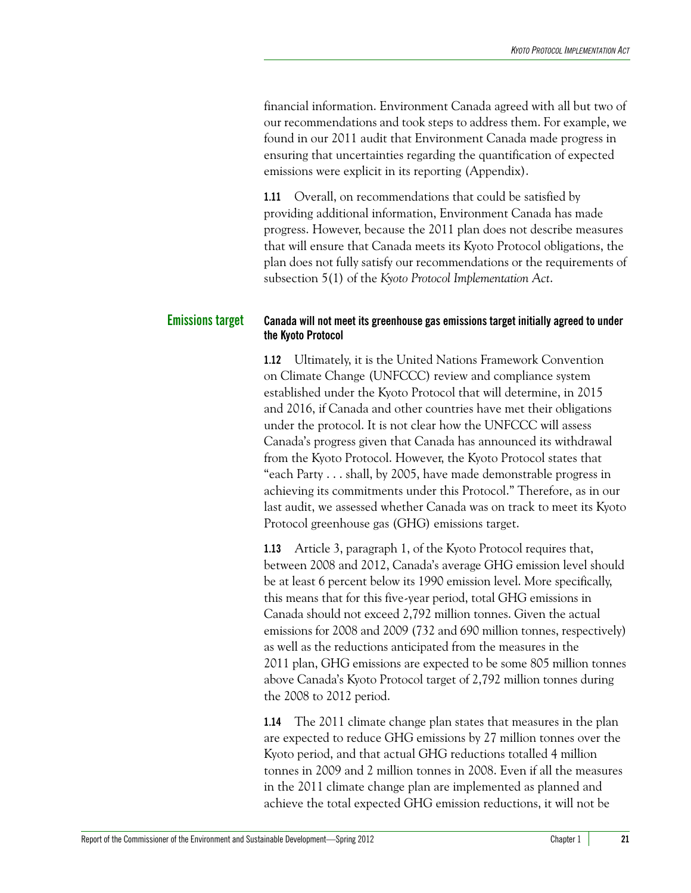financial information. Environment Canada agreed with all but two of our recommendations and took steps to address them. For example, we found in our 2011 audit that Environment Canada made progress in ensuring that uncertainties regarding the quantification of expected emissions were explicit in its reporting (Appendix).

**1.11** Overall, on recommendations that could be satisfied by providing additional information, Environment Canada has made progress. However, because the 2011 plan does not describe measures that will ensure that Canada meets its Kyoto Protocol obligations, the plan does not fully satisfy our recommendations or the requirements of subsection 5(1) of the *Kyoto Protocol Implementation Act*.

## Emissions target

### Canada will not meet its greenhouse gas emissions target initially agreed to under the Kyoto Protocol

**1.12** Ultimately, it is the United Nations Framework Convention on Climate Change (UNFCCC) review and compliance system established under the Kyoto Protocol that will determine, in 2015 and 2016, if Canada and other countries have met their obligations under the protocol. It is not clear how the UNFCCC will assess Canada's progress given that Canada has announced its withdrawal from the Kyoto Protocol. However, the Kyoto Protocol states that "each Party . . . shall, by 2005, have made demonstrable progress in achieving its commitments under this Protocol." Therefore, as in our last audit, we assessed whether Canada was on track to meet its Kyoto Protocol greenhouse gas (GHG) emissions target.

**1.13** Article 3, paragraph 1, of the Kyoto Protocol requires that, between 2008 and 2012, Canada's average GHG emission level should be at least 6 percent below its 1990 emission level. More specifically, this means that for this five-year period, total GHG emissions in Canada should not exceed 2,792 million tonnes. Given the actual emissions for 2008 and 2009 (732 and 690 million tonnes, respectively) as well as the reductions anticipated from the measures in the 2011 plan, GHG emissions are expected to be some 805 million tonnes above Canada's Kyoto Protocol target of 2,792 million tonnes during the 2008 to 2012 period.

**1.14** The 2011 climate change plan states that measures in the plan are expected to reduce GHG emissions by 27 million tonnes over the Kyoto period, and that actual GHG reductions totalled 4 million tonnes in 2009 and 2 million tonnes in 2008. Even if all the measures in the 2011 climate change plan are implemented as planned and achieve the total expected GHG emission reductions, it will not be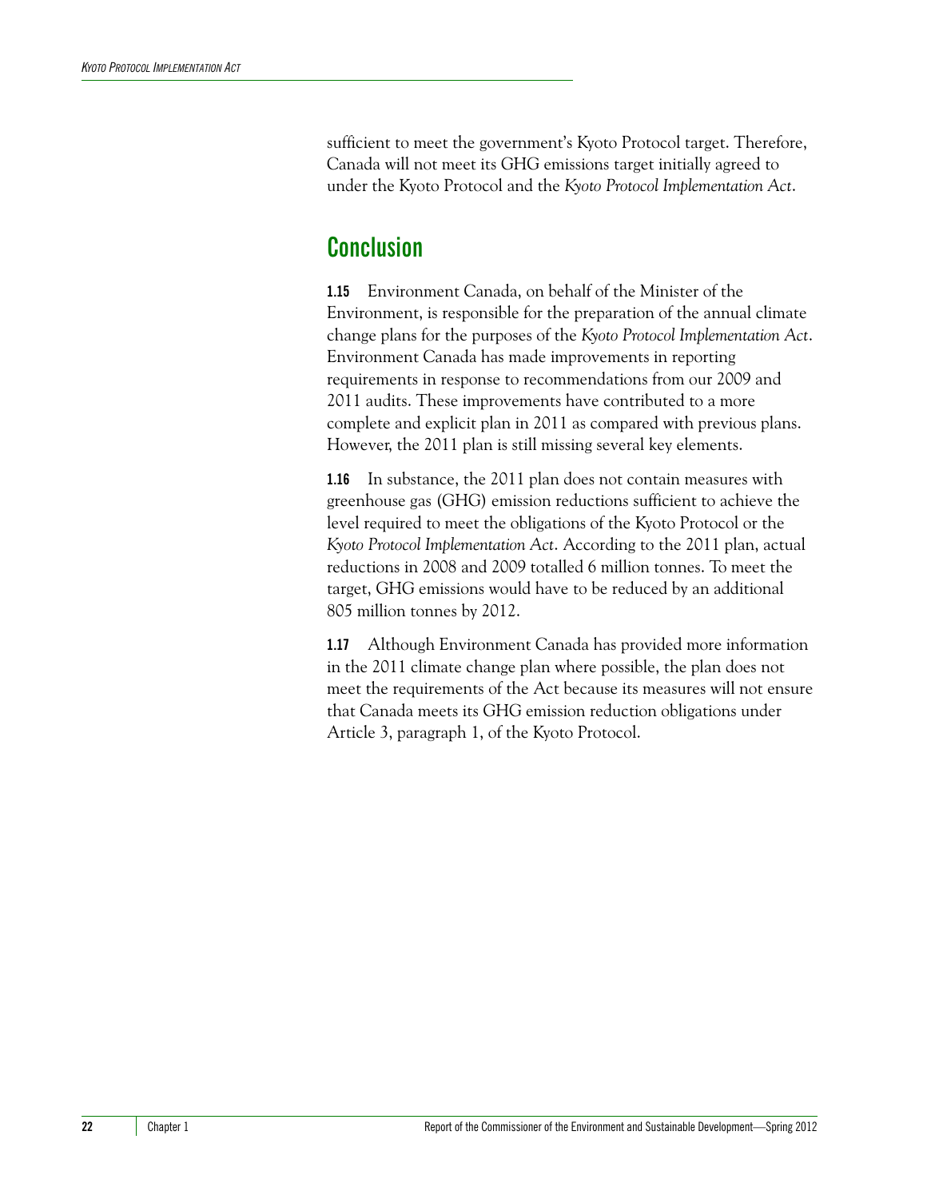sufficient to meet the government's Kyoto Protocol target. Therefore, Canada will not meet its GHG emissions target initially agreed to under the Kyoto Protocol and the *Kyoto Protocol Implementation Act*.

## Conclusion

**1.15** Environment Canada, on behalf of the Minister of the Environment, is responsible for the preparation of the annual climate change plans for the purposes of the *Kyoto Protocol Implementation Act*. Environment Canada has made improvements in reporting requirements in response to recommendations from our 2009 and 2011 audits. These improvements have contributed to a more complete and explicit plan in 2011 as compared with previous plans. However, the 2011 plan is still missing several key elements.

**1.16** In substance, the 2011 plan does not contain measures with greenhouse gas (GHG) emission reductions sufficient to achieve the level required to meet the obligations of the Kyoto Protocol or the *Kyoto Protocol Implementation Act*. According to the 2011 plan, actual reductions in 2008 and 2009 totalled 6 million tonnes. To meet the target, GHG emissions would have to be reduced by an additional 805 million tonnes by 2012.

**1.17** Although Environment Canada has provided more information in the 2011 climate change plan where possible, the plan does not meet the requirements of the Act because its measures will not ensure that Canada meets its GHG emission reduction obligations under Article 3, paragraph 1, of the Kyoto Protocol.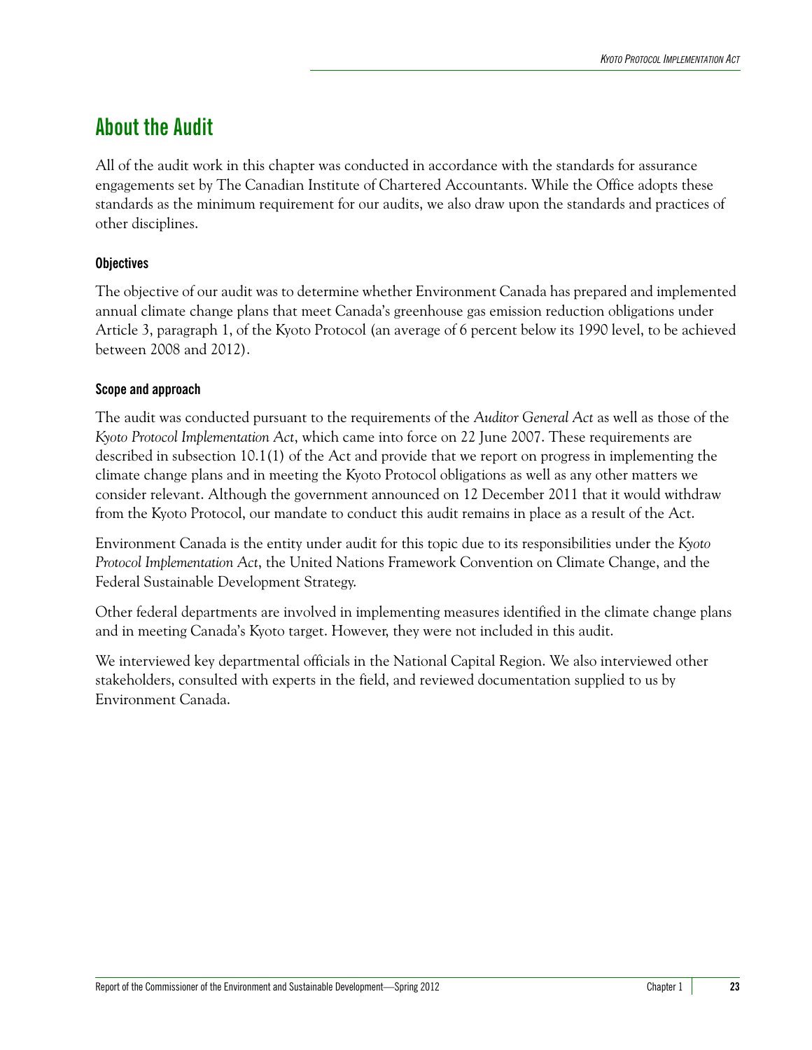## About the Audit

All of the audit work in this chapter was conducted in accordance with the standards for assurance engagements set by The Canadian Institute of Chartered Accountants. While the Office adopts these standards as the minimum requirement for our audits, we also draw upon the standards and practices of other disciplines.

### Objectives

The objective of our audit was to determine whether Environment Canada has prepared and implemented annual climate change plans that meet Canada's greenhouse gas emission reduction obligations under Article 3, paragraph 1, of the Kyoto Protocol (an average of 6 percent below its 1990 level, to be achieved between 2008 and 2012).

### Scope and approach

The audit was conducted pursuant to the requirements of the *Auditor General Act* as well as those of the *Kyoto Protocol Implementation Act*, which came into force on 22 June 2007. These requirements are described in subsection 10.1(1) of the Act and provide that we report on progress in implementing the climate change plans and in meeting the Kyoto Protocol obligations as well as any other matters we consider relevant. Although the government announced on 12 December 2011 that it would withdraw from the Kyoto Protocol, our mandate to conduct this audit remains in place as a result of the Act.

Environment Canada is the entity under audit for this topic due to its responsibilities under the *Kyoto Protocol Implementation Act*, the United Nations Framework Convention on Climate Change, and the Federal Sustainable Development Strategy.

Other federal departments are involved in implementing measures identified in the climate change plans and in meeting Canada's Kyoto target. However, they were not included in this audit.

We interviewed key departmental officials in the National Capital Region. We also interviewed other stakeholders, consulted with experts in the field, and reviewed documentation supplied to us by Environment Canada.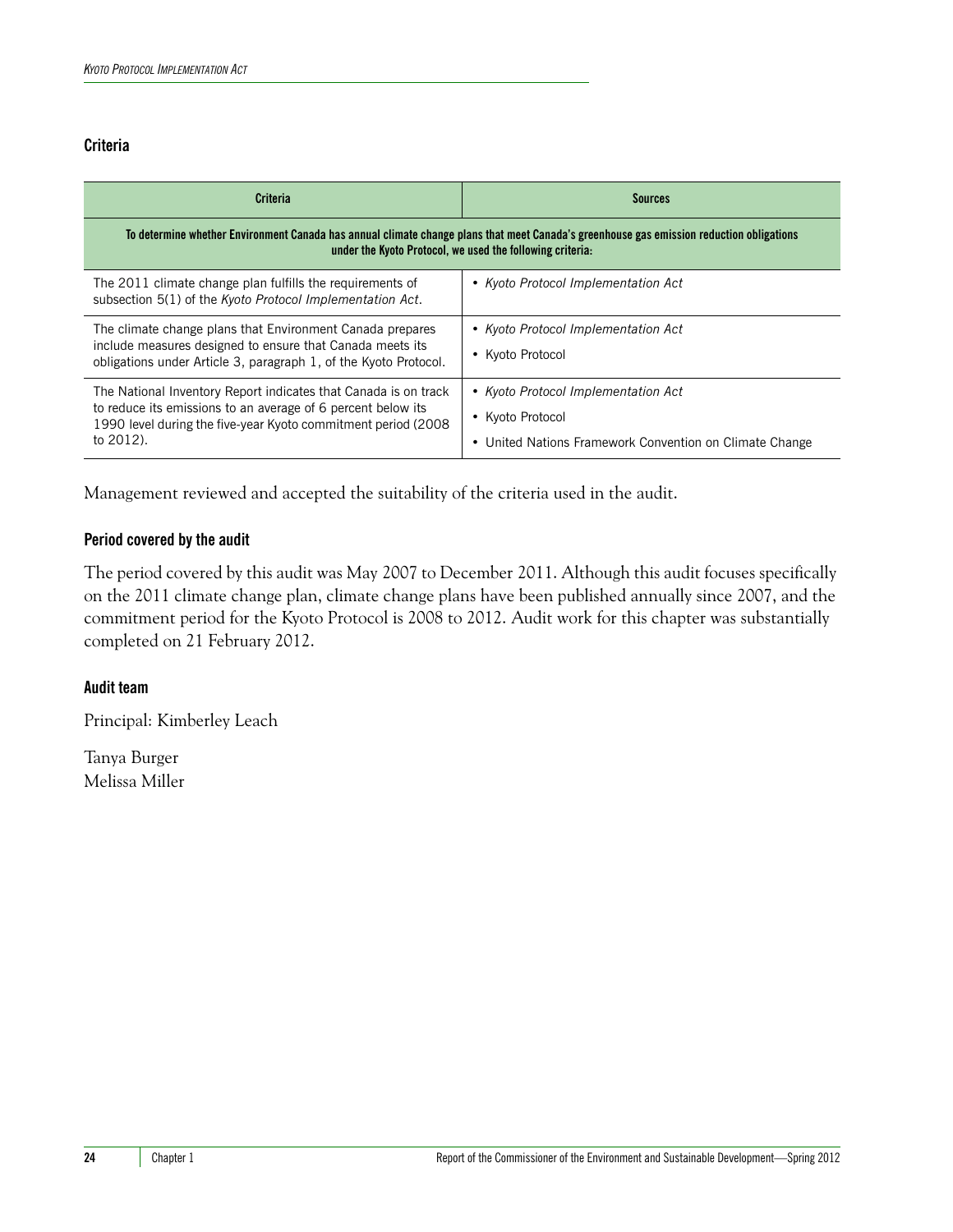### Criteria

| Criteria | Sources |
|---|---|
| **To determine whether Environment Canada has annual climate change plans that meet Canada's greenhouse gas emission reduction obligations under the Kyoto Protocol, we used the following criteria:** | |
| The 2011 climate change plan fulfills the requirements of subsection 5(1) of the *Kyoto Protocol Implementation Act*. | • *Kyoto Protocol Implementation Act* |
| The climate change plans that Environment Canada prepares include measures designed to ensure that Canada meets its obligations under Article 3, paragraph 1, of the Kyoto Protocol. | • *Kyoto Protocol Implementation Act*<br>• Kyoto Protocol |
| The National Inventory Report indicates that Canada is on track to reduce its emissions to an average of 6 percent below its 1990 level during the five-year Kyoto commitment period (2008 to 2012). | • *Kyoto Protocol Implementation Act*<br>• Kyoto Protocol<br>• United Nations Framework Convention on Climate Change |

Management reviewed and accepted the suitability of the criteria used in the audit.

### Period covered by the audit

The period covered by this audit was May 2007 to December 2011. Although this audit focuses specifically on the 2011 climate change plan, climate change plans have been published annually since 2007, and the commitment period for the Kyoto Protocol is 2008 to 2012. Audit work for this chapter was substantially completed on 21 February 2012.

### Audit team

Principal: Kimberley Leach

Tanya Burger
Melissa Miller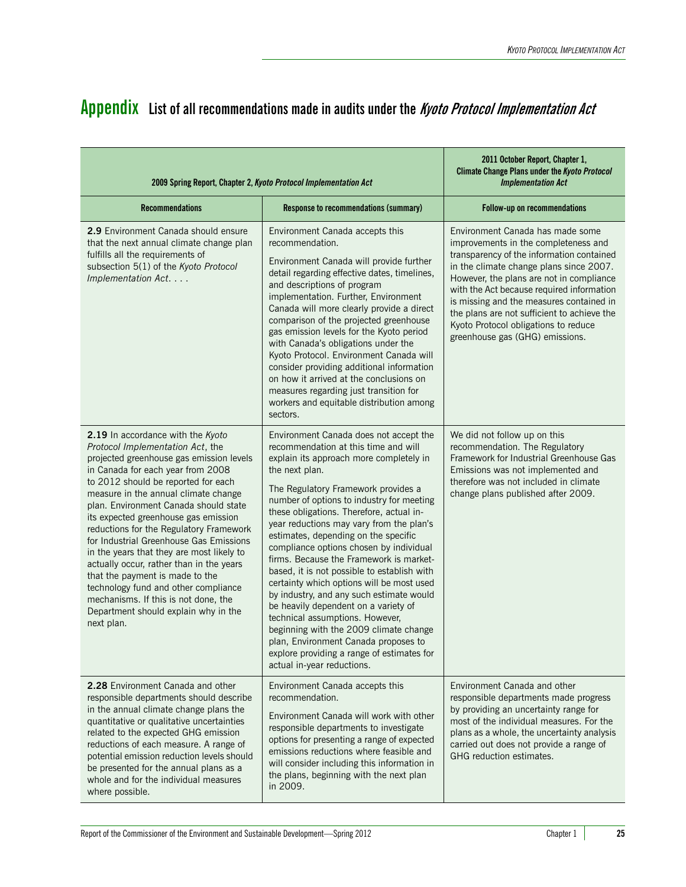## Appendix List of all recommendations made in audits under the *Kyoto Protocol Implementation Act*

| 2009 Spring Report, Chapter 2, *Kyoto Protocol Implementation Act* | | 2011 October Report, Chapter 1, Climate Change Plans under the *Kyoto Protocol Implementation Act* |
|---|---|---|
| **Recommendations** | **Response to recommendations (summary)** | **Follow-up on recommendations** |
| **2.9** Environment Canada should ensure that the next annual climate change plan fulfills all the requirements of subsection 5(1) of the *Kyoto Protocol Implementation Act*. . . . | Environment Canada accepts this recommendation.<br><br>Environment Canada will provide further detail regarding effective dates, timelines, and descriptions of program implementation. Further, Environment Canada will more clearly provide a direct comparison of the projected greenhouse gas emission levels for the Kyoto period with Canada's obligations under the Kyoto Protocol. Environment Canada will consider providing additional information on how it arrived at the conclusions on measures regarding just transition for workers and equitable distribution among sectors. | Environment Canada has made some improvements in the completeness and transparency of the information contained in the climate change plans since 2007. However, the plans are not in compliance with the Act because required information is missing and the measures contained in the plans are not sufficient to achieve the Kyoto Protocol obligations to reduce greenhouse gas (GHG) emissions. |
| **2.19** In accordance with the *Kyoto Protocol Implementation Act*, the projected greenhouse gas emission levels in Canada for each year from 2008 to 2012 should be reported for each measure in the annual climate change plan. Environment Canada should state its expected greenhouse gas emission reductions for the Regulatory Framework for Industrial Greenhouse Gas Emissions in the years that they are most likely to actually occur, rather than in the years that the payment is made to the technology fund and other compliance mechanisms. If this is not done, the Department should explain why in the next plan. | Environment Canada does not accept the recommendation at this time and will explain its approach more completely in the next plan.<br><br>The Regulatory Framework provides a number of options to industry for meeting these obligations. Therefore, actual in-year reductions may vary from the plan's estimates, depending on the specific compliance options chosen by individual firms. Because the Framework is market-based, it is not possible to establish with certainty which options will be most used by industry, and any such estimate would be heavily dependent on a variety of technical assumptions. However, beginning with the 2009 climate change plan, Environment Canada proposes to explore providing a range of estimates for actual in-year reductions. | We did not follow up on this recommendation. The Regulatory Framework for Industrial Greenhouse Gas Emissions was not implemented and therefore was not included in climate change plans published after 2009. |
| **2.28** Environment Canada and other responsible departments should describe in the annual climate change plans the quantitative or qualitative uncertainties related to the expected GHG emission reductions of each measure. A range of potential emission reduction levels should be presented for the annual plans as a whole and for the individual measures where possible. | Environment Canada accepts this recommendation.<br><br>Environment Canada will work with other responsible departments to investigate options for presenting a range of expected emissions reductions where feasible and will consider including this information in the plans, beginning with the next plan in 2009. | Environment Canada and other responsible departments made progress by providing an uncertainty range for most of the individual measures. For the plans as a whole, the uncertainty analysis carried out does not provide a range of GHG reduction estimates. |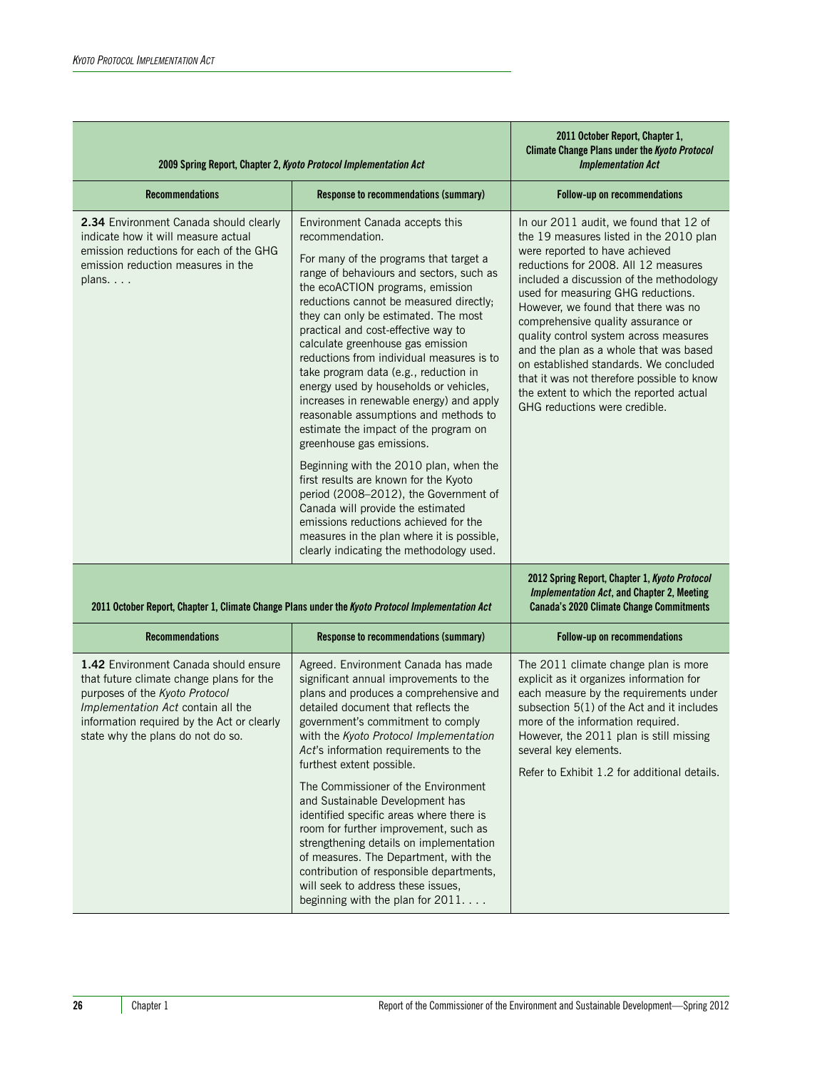| 2009 Spring Report, Chapter 2, *Kyoto Protocol Implementation Act* | | 2011 October Report, Chapter 1, Climate Change Plans under the *Kyoto Protocol Implementation Act* |
|---|---|---|
| **Recommendations** | **Response to recommendations (summary)** | **Follow-up on recommendations** |
| **2.34** Environment Canada should clearly indicate how it will measure actual emission reductions for each of the GHG emission reduction measures in the plans. . . . | Environment Canada accepts this recommendation.<br><br>For many of the programs that target a range of behaviours and sectors, such as the ecoACTION programs, emission reductions cannot be measured directly; they can only be estimated. The most practical and cost-effective way to calculate greenhouse gas emission reductions from individual measures is to take program data (e.g., reduction in energy used by households or vehicles, increases in renewable energy) and apply reasonable assumptions and methods to estimate the impact of the program on greenhouse gas emissions.<br><br>Beginning with the 2010 plan, when the first results are known for the Kyoto period (2008–2012), the Government of Canada will provide the estimated emissions reductions achieved for the measures in the plan where it is possible, clearly indicating the methodology used. | In our 2011 audit, we found that 12 of the 19 measures listed in the 2010 plan were reported to have achieved reductions for 2008. All 12 measures included a discussion of the methodology used for measuring GHG reductions. However, we found that there was no comprehensive quality assurance or quality control system across measures and the plan as a whole that was based on established standards. We concluded that it was not therefore possible to know the extent to which the reported actual GHG reductions were credible. |

| 2011 October Report, Chapter 1, Climate Change Plans under the *Kyoto Protocol Implementation Act* | | 2012 Spring Report, Chapter 1, *Kyoto Protocol Implementation Act*, and Chapter 2, Meeting Canada's 2020 Climate Change Commitments |
|---|---|---|
| **Recommendations** | **Response to recommendations (summary)** | **Follow-up on recommendations** |
| **1.42** Environment Canada should ensure that future climate change plans for the purposes of the *Kyoto Protocol Implementation Act* contain all the information required by the Act or clearly state why the plans do not do so. | Agreed. Environment Canada has made significant annual improvements to the plans and produces a comprehensive and detailed document that reflects the government's commitment to comply with the *Kyoto Protocol Implementation Act*'s information requirements to the furthest extent possible.<br><br>The Commissioner of the Environment and Sustainable Development has identified specific areas where there is room for further improvement, such as strengthening details on implementation of measures. The Department, with the contribution of responsible departments, will seek to address these issues, beginning with the plan for 2011. . . . | The 2011 climate change plan is more explicit as it organizes information for each measure by the requirements under subsection 5(1) of the Act and it includes more of the information required. However, the 2011 plan is still missing several key elements.<br><br>Refer to Exhibit 1.2 for additional details. |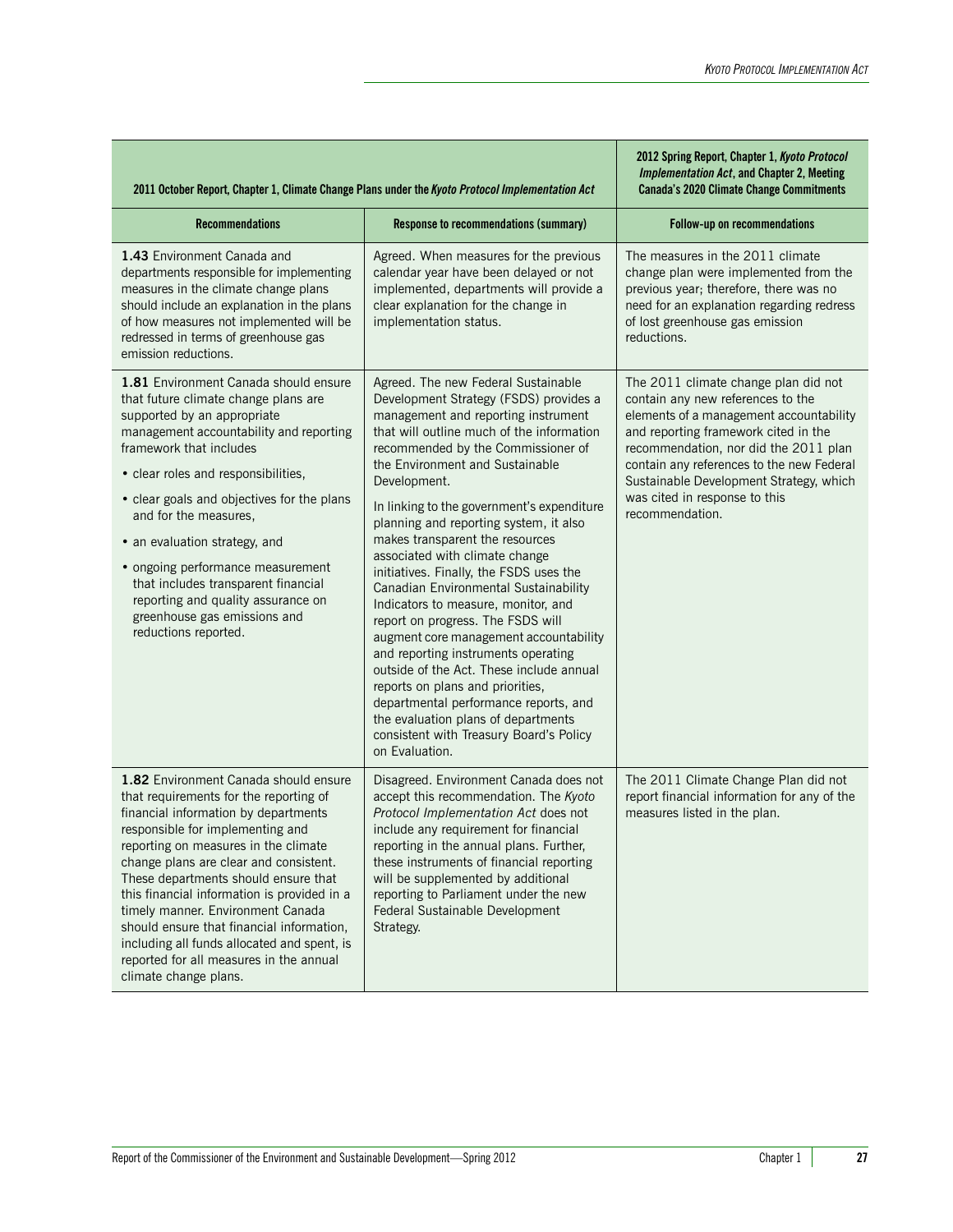| 2011 October Report, Chapter 1, Climate Change Plans under the *Kyoto Protocol Implementation Act* | | 2012 Spring Report, Chapter 1, *Kyoto Protocol Implementation Act*, and Chapter 2, Meeting Canada's 2020 Climate Change Commitments |
|---|---|---|
| **Recommendations** | **Response to recommendations (summary)** | **Follow-up on recommendations** |
| **1.43** Environment Canada and departments responsible for implementing measures in the climate change plans should include an explanation in the plans of how measures not implemented will be redressed in terms of greenhouse gas emission reductions. | Agreed. When measures for the previous calendar year have been delayed or not implemented, departments will provide a clear explanation for the change in implementation status. | The measures in the 2011 climate change plan were implemented from the previous year; therefore, there was no need for an explanation regarding redress of lost greenhouse gas emission reductions. |
| **1.81** Environment Canada should ensure that future climate change plans are supported by an appropriate management accountability and reporting framework that includes<br>• clear roles and responsibilities,<br>• clear goals and objectives for the plans and for the measures,<br>• an evaluation strategy, and<br>• ongoing performance measurement that includes transparent financial reporting and quality assurance on greenhouse gas emissions and reductions reported. | Agreed. The new Federal Sustainable Development Strategy (FSDS) provides a management and reporting instrument that will outline much of the information recommended by the Commissioner of the Environment and Sustainable Development.<br><br>In linking to the government's expenditure planning and reporting system, it also makes transparent the resources associated with climate change initiatives. Finally, the FSDS uses the Canadian Environmental Sustainability Indicators to measure, monitor, and report on progress. The FSDS will augment core management accountability and reporting instruments operating outside of the Act. These include annual reports on plans and priorities, departmental performance reports, and the evaluation plans of departments consistent with Treasury Board's Policy on Evaluation. | The 2011 climate change plan did not contain any new references to the elements of a management accountability and reporting framework cited in the recommendation, nor did the 2011 plan contain any references to the new Federal Sustainable Development Strategy, which was cited in response to this recommendation. |
| **1.82** Environment Canada should ensure that requirements for the reporting of financial information by departments responsible for implementing and reporting on measures in the climate change plans are clear and consistent. These departments should ensure that this financial information is provided in a timely manner. Environment Canada should ensure that financial information, including all funds allocated and spent, is reported for all measures in the annual climate change plans. | Disagreed. Environment Canada does not accept this recommendation. The *Kyoto Protocol Implementation Act* does not include any requirement for financial reporting in the annual plans. Further, these instruments of financial reporting will be supplemented by additional reporting to Parliament under the new Federal Sustainable Development Strategy. | The 2011 Climate Change Plan did not report financial information for any of the measures listed in the plan. |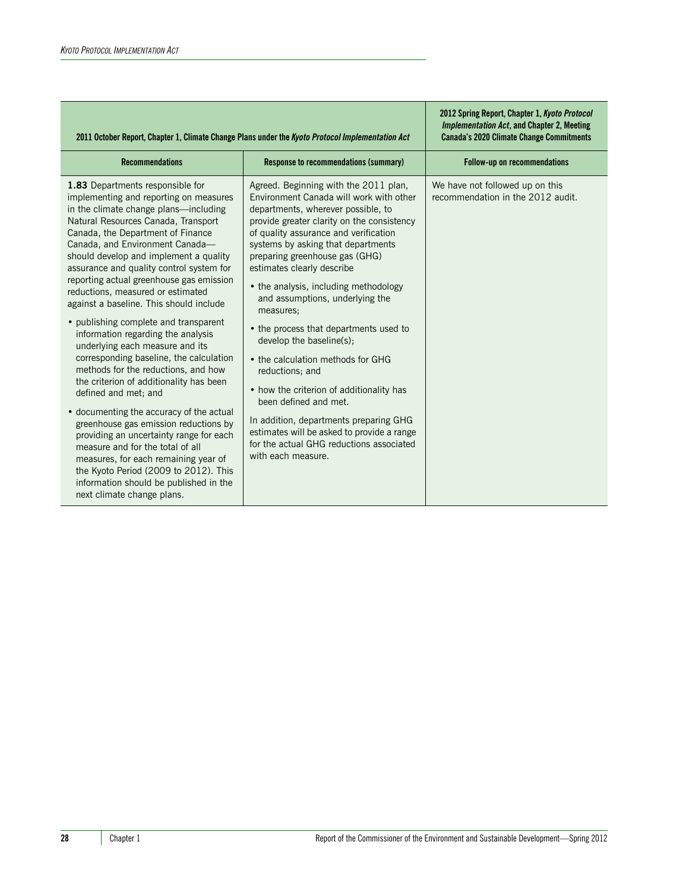| 2011 October Report, Chapter 1, Climate Change Plans under the *Kyoto Protocol Implementation Act* | | 2012 Spring Report, Chapter 1, *Kyoto Protocol Implementation Act*, and Chapter 2, Meeting Canada's 2020 Climate Change Commitments |
|---|---|---|
| **Recommendations** | **Response to recommendations (summary)** | **Follow-up on recommendations** |
| **1.83** Departments responsible for implementing and reporting on measures in the climate change plans—including Natural Resources Canada, Transport Canada, the Department of Finance Canada, and Environment Canada—should develop and implement a quality assurance and quality control system for reporting actual greenhouse gas emission reductions, measured or estimated against a baseline. This should include<br><br>• publishing complete and transparent information regarding the analysis underlying each measure and its corresponding baseline, the calculation methods for the reductions, and how the criterion of additionality has been defined and met; and<br><br>• documenting the accuracy of the actual greenhouse gas emission reductions by providing an uncertainty range for each measure and for the total of all measures, for each remaining year of the Kyoto Period (2009 to 2012). This information should be published in the next climate change plans. | Agreed. Beginning with the 2011 plan, Environment Canada will work with other departments, wherever possible, to provide greater clarity on the consistency of quality assurance and verification systems by asking that departments preparing greenhouse gas (GHG) estimates clearly describe<br><br>• the analysis, including methodology and assumptions, underlying the measures;<br><br>• the process that departments used to develop the baseline(s);<br><br>• the calculation methods for GHG reductions; and<br><br>• how the criterion of additionality has been defined and met.<br><br>In addition, departments preparing GHG estimates will be asked to provide a range for the actual GHG reductions associated with each measure. | We have not followed up on this recommendation in the 2012 audit. |